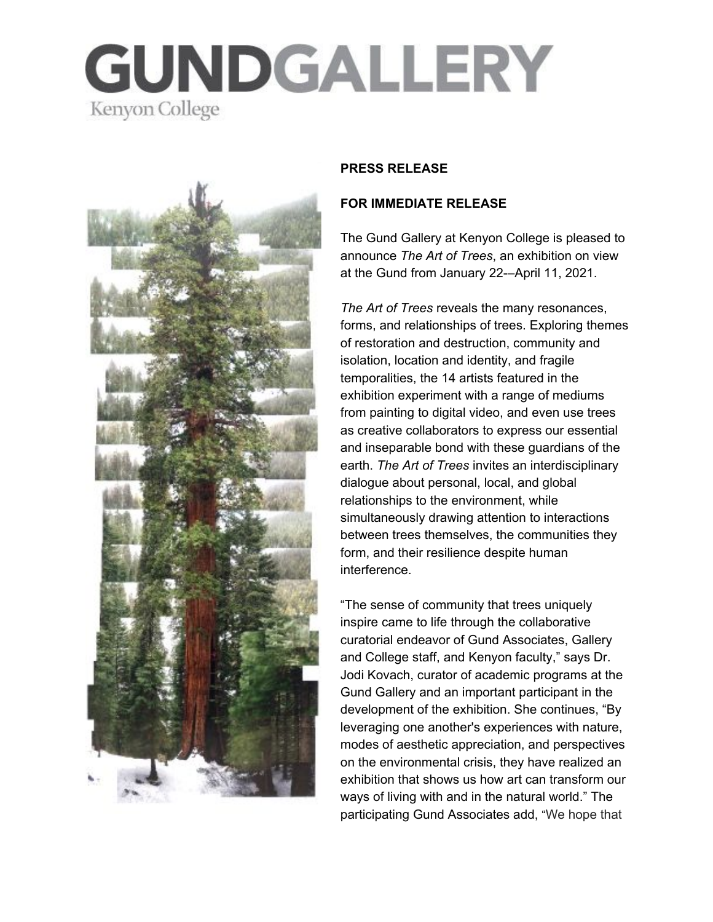# GUNDGALLERY

Kenyon College

**PRESS RELEASE**

**FOR IMMEDIATE RELEASE**

The Gund Gallery at Kenyon College is pleased to announce *The Art of Trees*, an exhibition on view at the Gund from January 22-–April 11, 2021.

*The Art of Trees* reveals the many resonances, forms, and relationships of trees. Exploring themes of restoration and destruction, community and isolation, location and identity, and fragile temporalities, the 14 artists featured in the exhibition experiment with a range of mediums from painting to digital video, and even use trees as creative collaborators to express our essential and inseparable bond with these guardians of the earth. *The Art of Trees* invites an interdisciplinary dialogue about personal, local, and global relationships to the environment, while simultaneously drawing attention to interactions between trees themselves, the communities they form, and their resilience despite human interference.

"The sense of community that trees uniquely inspire came to life through the collaborative curatorial endeavor of Gund Associates, Gallery and College staff, and Kenyon faculty," says Dr. Jodi Kovach, curator of academic programs at the Gund Gallery and an important participant in the development of the exhibition. She continues, "By leveraging one another's experiences with nature, modes of aesthetic appreciation, and perspectives on the environmental crisis, they have realized an exhibition that shows us how art can transform our ways of living with and in the natural world." The participating Gund Associates add, "We hope that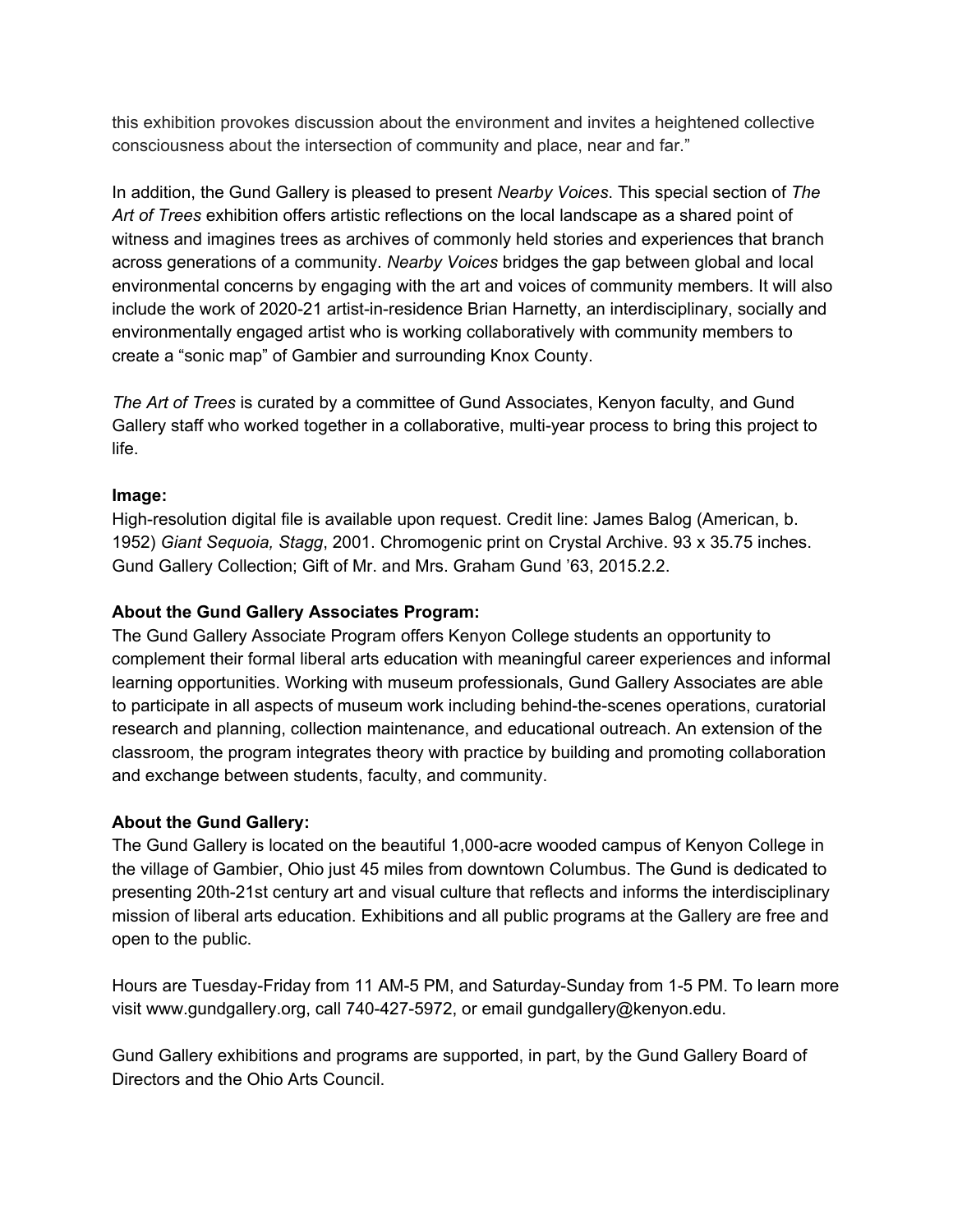this exhibition provokes discussion about the environment and invites a heightened collective consciousness about the intersection of community and place, near and far."

In addition, the Gund Gallery is pleased to present *Nearby Voices*. This special section of *The Art of Trees* exhibition offers artistic reflections on the local landscape as a shared point of witness and imagines trees as archives of commonly held stories and experiences that branch across generations of a community. *Nearby Voices* bridges the gap between global and local environmental concerns by engaging with the art and voices of community members. It will also include the work of 2020-21 artist-in-residence Brian Harnetty, an interdisciplinary, socially and environmentally engaged artist who is working collaboratively with community members to create a "sonic map" of Gambier and surrounding Knox County.

*The Art of Trees* is curated by a committee of Gund Associates, Kenyon faculty, and Gund Gallery staff who worked together in a collaborative, multi-year process to bring this project to life.

**Image:**
High-resolution digital file is available upon request. Credit line: James Balog (American, b. 1952) *Giant Sequoia, Stagg*, 2001. Chromogenic print on Crystal Archive. 93 x 35.75 inches. Gund Gallery Collection; Gift of Mr. and Mrs. Graham Gund '63, 2015.2.2.

**About the Gund Gallery Associates Program:**
The Gund Gallery Associate Program offers Kenyon College students an opportunity to complement their formal liberal arts education with meaningful career experiences and informal learning opportunities. Working with museum professionals, Gund Gallery Associates are able to participate in all aspects of museum work including behind-the-scenes operations, curatorial research and planning, collection maintenance, and educational outreach. An extension of the classroom, the program integrates theory with practice by building and promoting collaboration and exchange between students, faculty, and community.

**About the Gund Gallery:**
The Gund Gallery is located on the beautiful 1,000-acre wooded campus of Kenyon College in the village of Gambier, Ohio just 45 miles from downtown Columbus. The Gund is dedicated to presenting 20th-21st century art and visual culture that reflects and informs the interdisciplinary mission of liberal arts education. Exhibitions and all public programs at the Gallery are free and open to the public.

Hours are Tuesday-Friday from 11 AM-5 PM, and Saturday-Sunday from 1-5 PM. To learn more visit www.gundgallery.org, call 740-427-5972, or email gundgallery@kenyon.edu.

Gund Gallery exhibitions and programs are supported, in part, by the Gund Gallery Board of Directors and the Ohio Arts Council.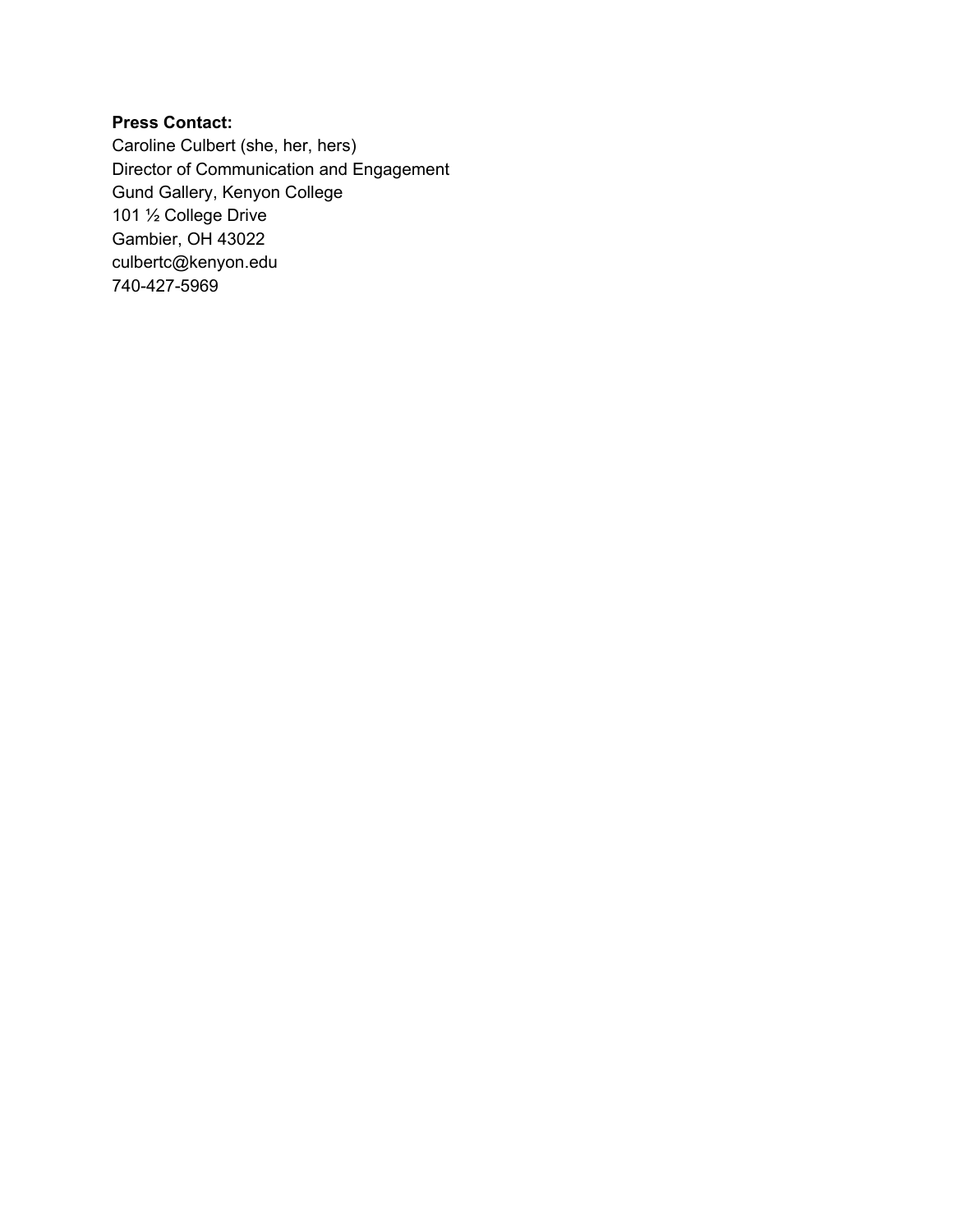**Press Contact:**
Caroline Culbert (she, her, hers)
Director of Communication and Engagement
Gund Gallery, Kenyon College
101 ½ College Drive
Gambier, OH 43022
culbertc@kenyon.edu
740-427-5969